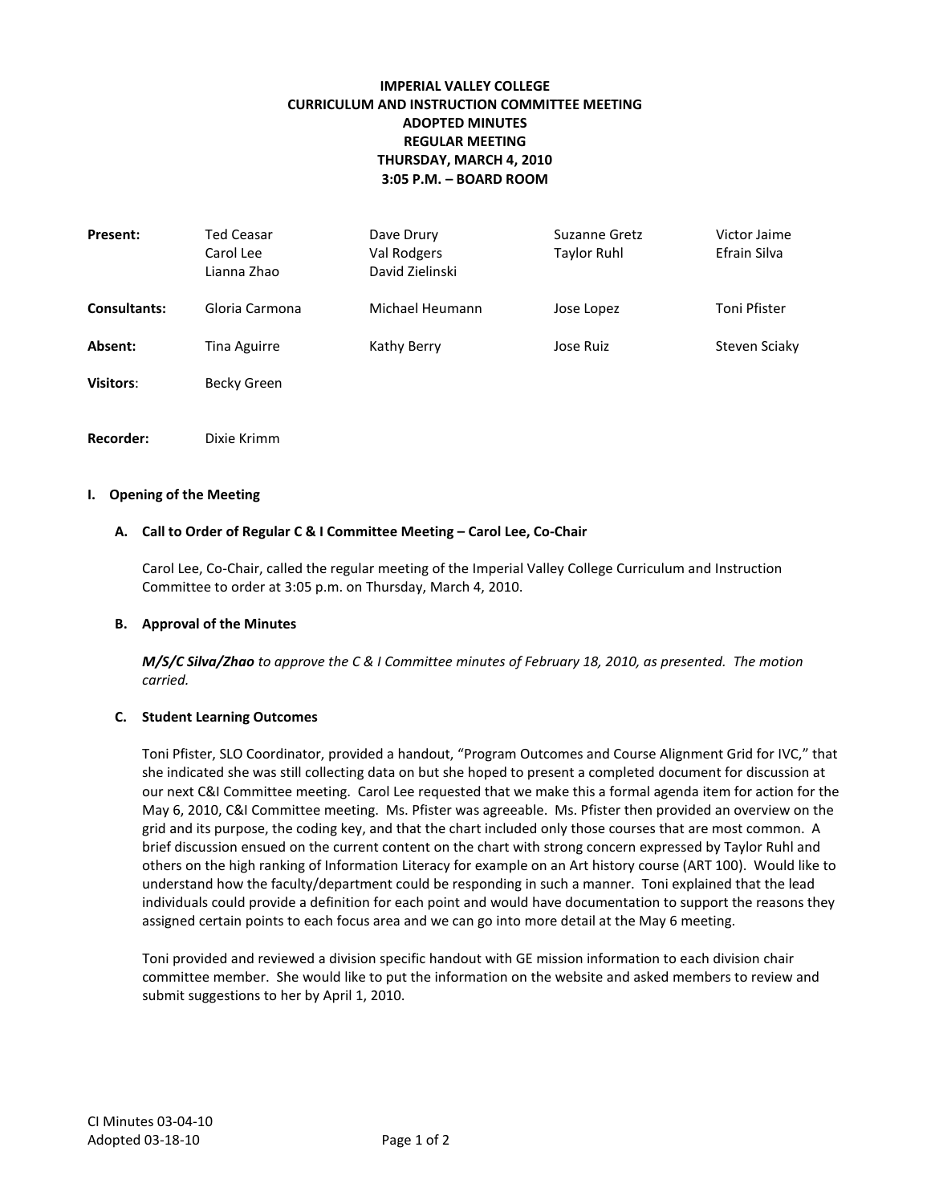# IMPERIAL VALLEY COLLEGE
## CURRICULUM AND INSTRUCTION COMMITTEE MEETING
## ADOPTED MINUTES
## REGULAR MEETING
## THURSDAY, MARCH 4, 2010
## 3:05 P.M. – BOARD ROOM

| | | | | |
|---|---|---|---|---|
| **Present:** | Ted Ceasar<br>Carol Lee<br>Lianna Zhao | Dave Drury<br>Val Rodgers<br>David Zielinski | Suzanne Gretz<br>Taylor Ruhl | Victor Jaime<br>Efrain Silva |
| **Consultants:** | Gloria Carmona | Michael Heumann | Jose Lopez | Toni Pfister |
| **Absent:** | Tina Aguirre | Kathy Berry | Jose Ruiz | Steven Sciaky |
| **Visitors**: | Becky Green | | | |
| **Recorder:** | Dixie Krimm | | | |

### I. Opening of the Meeting

#### A. Call to Order of Regular C & I Committee Meeting – Carol Lee, Co-Chair

Carol Lee, Co-Chair, called the regular meeting of the Imperial Valley College Curriculum and Instruction Committee to order at 3:05 p.m. on Thursday, March 4, 2010.

#### B. Approval of the Minutes

***M/S/C Silva/Zhao*** *to approve the C & I Committee minutes of February 18, 2010, as presented. The motion carried.*

#### C. Student Learning Outcomes

Toni Pfister, SLO Coordinator, provided a handout, "Program Outcomes and Course Alignment Grid for IVC," that she indicated she was still collecting data on but she hoped to present a completed document for discussion at our next C&I Committee meeting. Carol Lee requested that we make this a formal agenda item for action for the May 6, 2010, C&I Committee meeting. Ms. Pfister was agreeable. Ms. Pfister then provided an overview on the grid and its purpose, the coding key, and that the chart included only those courses that are most common. A brief discussion ensued on the current content on the chart with strong concern expressed by Taylor Ruhl and others on the high ranking of Information Literacy for example on an Art history course (ART 100). Would like to understand how the faculty/department could be responding in such a manner. Toni explained that the lead individuals could provide a definition for each point and would have documentation to support the reasons they assigned certain points to each focus area and we can go into more detail at the May 6 meeting.

Toni provided and reviewed a division specific handout with GE mission information to each division chair committee member. She would like to put the information on the website and asked members to review and submit suggestions to her by April 1, 2010.

CI Minutes 03-04-10
Adopted 03-18-10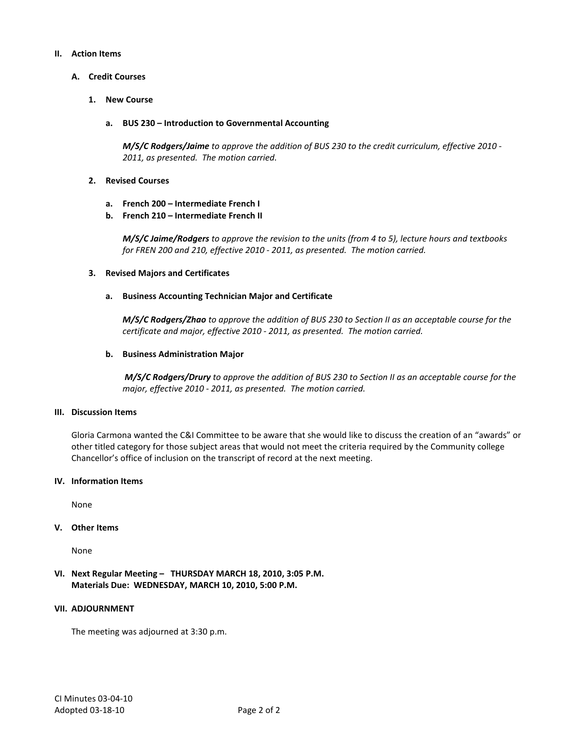## II. Action Items

### A. Credit Courses

#### 1. New Course

**a. BUS 230 – Introduction to Governmental Accounting**

***M/S/C Rodgers/Jaime*** *to approve the addition of BUS 230 to the credit curriculum, effective 2010 - 2011, as presented. The motion carried.*

#### 2. Revised Courses

**a. French 200 – Intermediate French I**
**b. French 210 – Intermediate French II**

***M/S/C Jaime/Rodgers*** *to approve the revision to the units (from 4 to 5), lecture hours and textbooks for FREN 200 and 210, effective 2010 - 2011, as presented. The motion carried.*

#### 3. Revised Majors and Certificates

**a. Business Accounting Technician Major and Certificate**

***M/S/C Rodgers/Zhao*** *to approve the addition of BUS 230 to Section II as an acceptable course for the certificate and major, effective 2010 - 2011, as presented. The motion carried.*

**b. Business Administration Major**

***M/S/C Rodgers/Drury*** *to approve the addition of BUS 230 to Section II as an acceptable course for the major, effective 2010 - 2011, as presented. The motion carried.*

## III. Discussion Items

Gloria Carmona wanted the C&I Committee to be aware that she would like to discuss the creation of an "awards" or other titled category for those subject areas that would not meet the criteria required by the Community college Chancellor's office of inclusion on the transcript of record at the next meeting.

## IV. Information Items

None

## V. Other Items

None

## VI. Next Regular Meeting – THURSDAY MARCH 18, 2010, 3:05 P.M. Materials Due: WEDNESDAY, MARCH 10, 2010, 5:00 P.M.

## VII. ADJOURNMENT

The meeting was adjourned at 3:30 p.m.

CI Minutes 03-04-10
Adopted 03-18-10